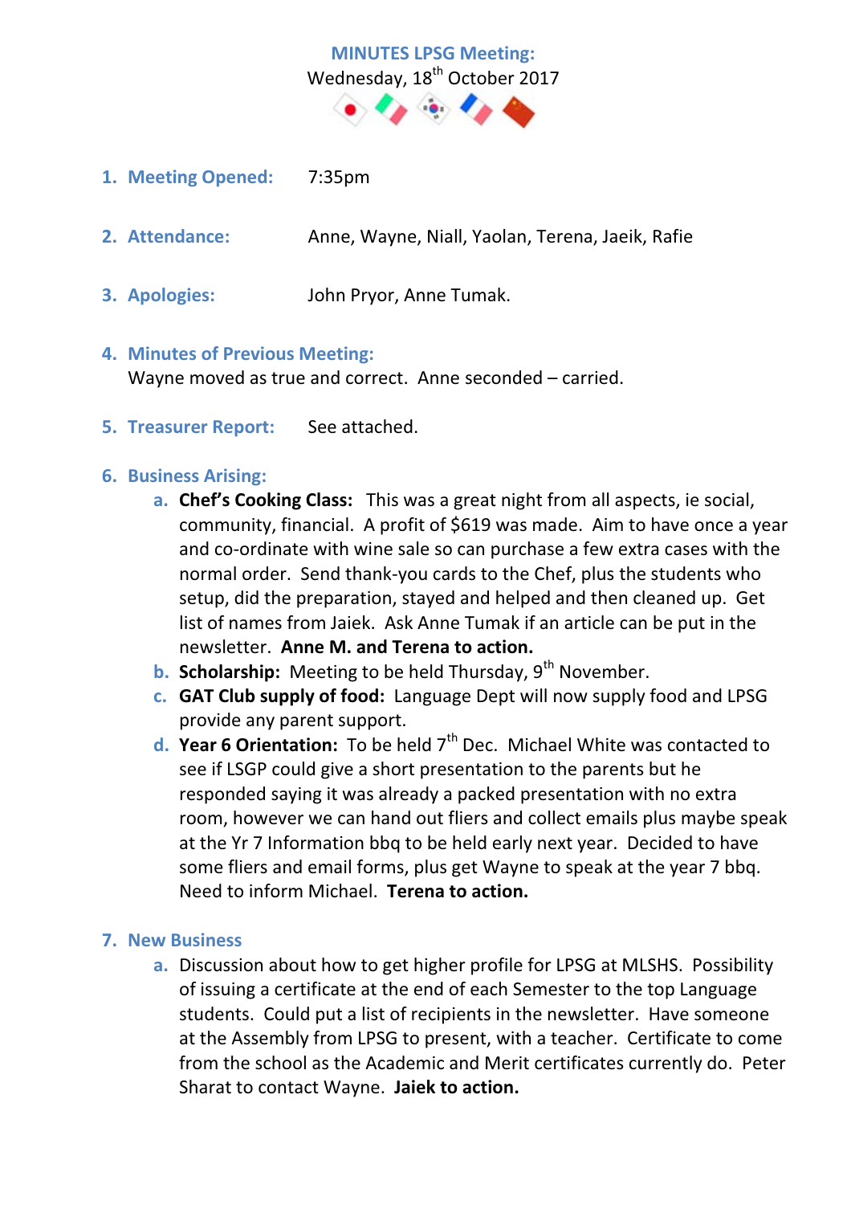# MINUTES LPSG Meeting:

Wednesday, 18th October 2017

1. **Meeting Opened:** 7:35pm

2. **Attendance:** Anne, Wayne, Niall, Yaolan, Terena, Jaeik, Rafie

3. **Apologies:** John Pryor, Anne Tumak.

4. **Minutes of Previous Meeting:**
   Wayne moved as true and correct. Anne seconded – carried.

5. **Treasurer Report:** See attached.

6. **Business Arising:**
   a. **Chef's Cooking Class:** This was a great night from all aspects, ie social, community, financial. A profit of $619 was made. Aim to have once a year and co-ordinate with wine sale so can purchase a few extra cases with the normal order. Send thank-you cards to the Chef, plus the students who setup, did the preparation, stayed and helped and then cleaned up. Get list of names from Jaeik. Ask Anne Tumak if an article can be put in the newsletter. **Anne M. and Terena to action.**
   b. **Scholarship:** Meeting to be held Thursday, 9th November.
   c. **GAT Club supply of food:** Language Dept will now supply food and LPSG provide any parent support.
   d. **Year 6 Orientation:** To be held 7th Dec. Michael White was contacted to see if LSGP could give a short presentation to the parents but he responded saying it was already a packed presentation with no extra room, however we can hand out fliers and collect emails plus maybe speak at the Yr 7 Information bbq to be held early next year. Decided to have some fliers and email forms, plus get Wayne to speak at the year 7 bbq. Need to inform Michael. **Terena to action.**

7. **New Business**
   a. Discussion about how to get higher profile for LPSG at MLSHS. Possibility of issuing a certificate at the end of each Semester to the top Language students. Could put a list of recipients in the newsletter. Have someone at the Assembly from LPSG to present, with a teacher. Certificate to come from the school as the Academic and Merit certificates currently do. Peter Sharat to contact Wayne. **Jaiek to action.**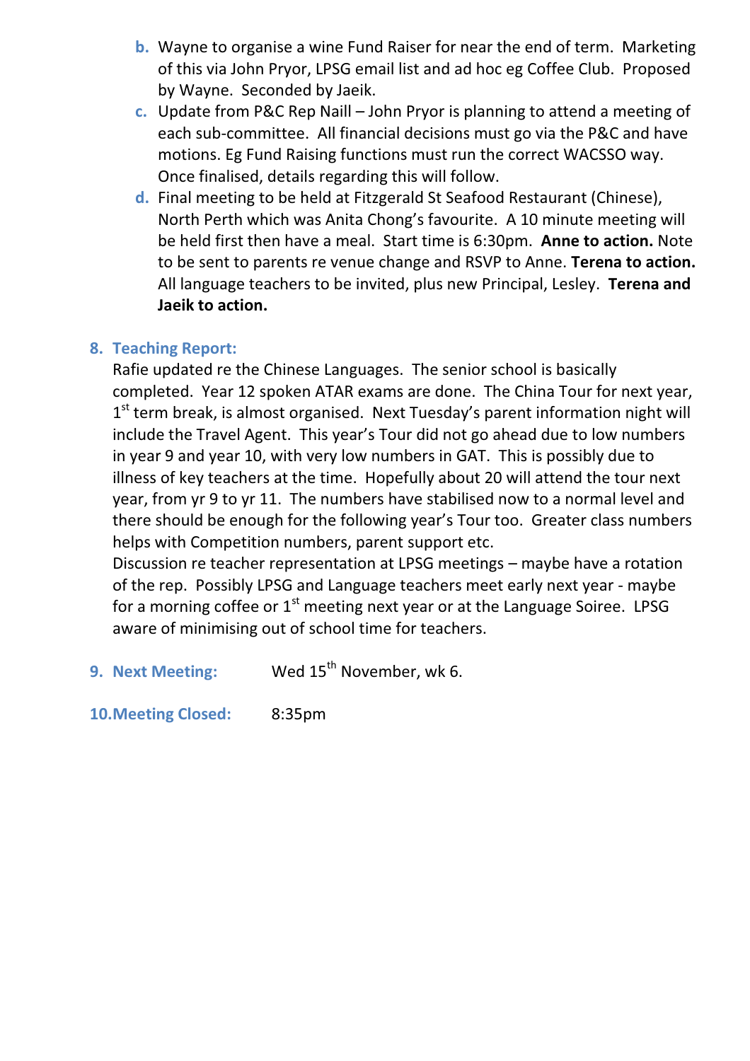b. Wayne to organise a wine Fund Raiser for near the end of term. Marketing of this via John Pryor, LPSG email list and ad hoc eg Coffee Club. Proposed by Wayne. Seconded by Jaeik.

c. Update from P&C Rep Naill – John Pryor is planning to attend a meeting of each sub-committee. All financial decisions must go via the P&C and have motions. Eg Fund Raising functions must run the correct WACSSO way. Once finalised, details regarding this will follow.

d. Final meeting to be held at Fitzgerald St Seafood Restaurant (Chinese), North Perth which was Anita Chong's favourite. A 10 minute meeting will be held first then have a meal. Start time is 6:30pm. **Anne to action.** Note to be sent to parents re venue change and RSVP to Anne. **Terena to action.** All language teachers to be invited, plus new Principal, Lesley. **Terena and Jaeik to action.**

## 8. Teaching Report:

Rafie updated re the Chinese Languages. The senior school is basically completed. Year 12 spoken ATAR exams are done. The China Tour for next year, 1st term break, is almost organised. Next Tuesday's parent information night will include the Travel Agent. This year's Tour did not go ahead due to low numbers in year 9 and year 10, with very low numbers in GAT. This is possibly due to illness of key teachers at the time. Hopefully about 20 will attend the tour next year, from yr 9 to yr 11. The numbers have stabilised now to a normal level and there should be enough for the following year's Tour too. Greater class numbers helps with Competition numbers, parent support etc.

Discussion re teacher representation at LPSG meetings – maybe have a rotation of the rep. Possibly LPSG and Language teachers meet early next year - maybe for a morning coffee or 1st meeting next year or at the Language Soiree. LPSG aware of minimising out of school time for teachers.

## 9. Next Meeting: Wed 15th November, wk 6.

## 10. Meeting Closed: 8:35pm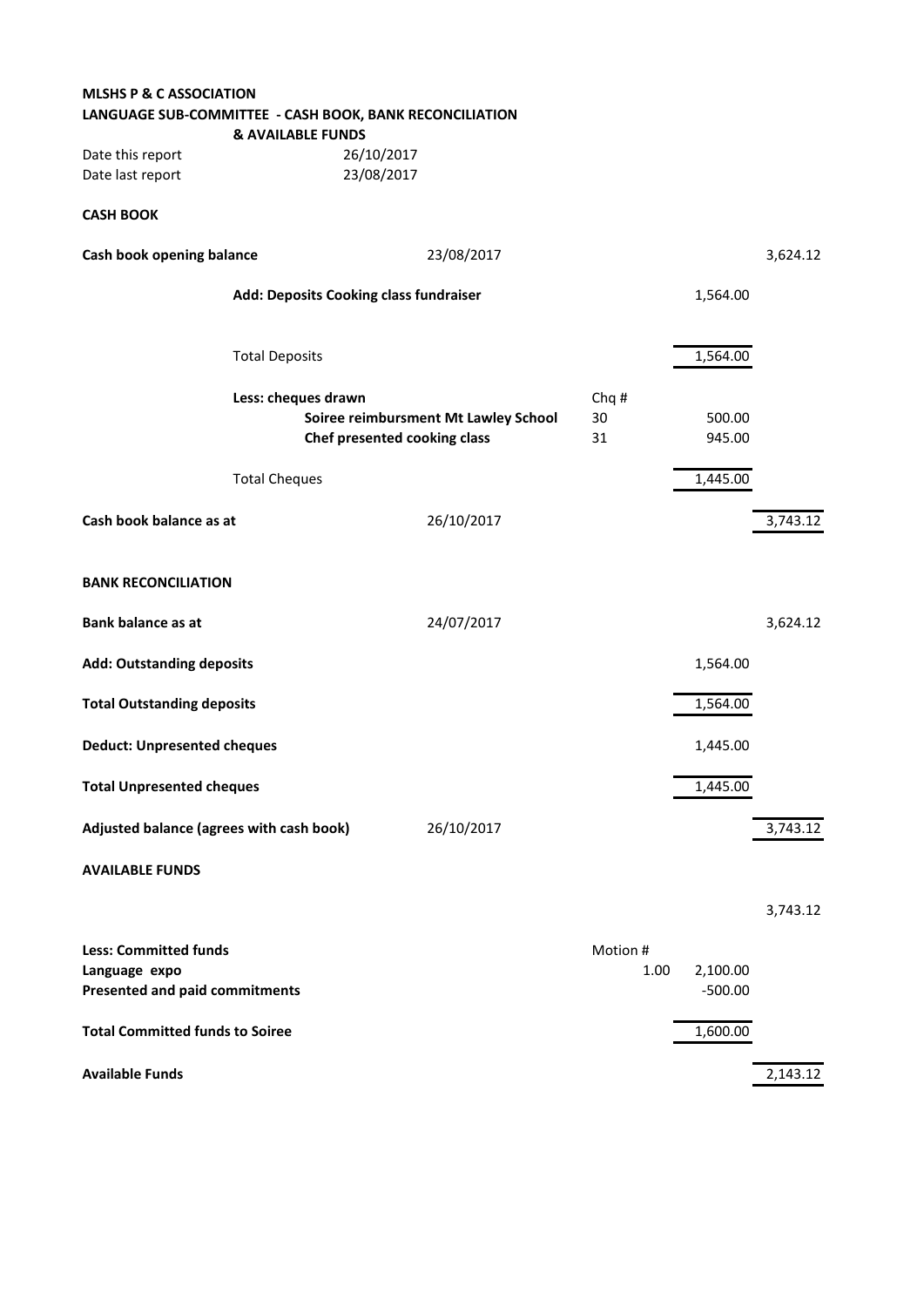**MLSHS P & C ASSOCIATION**
**LANGUAGE SUB-COMMITTEE - CASH BOOK, BANK RECONCILIATION & AVAILABLE FUNDS**

| | | | | |
|---|---|---|---|---|
| Date this report | 26/10/2017 | | | |
| Date last report | 23/08/2017 | | | |

**CASH BOOK**

| | | | | |
|---|---|---|---|---|
| **Cash book opening balance** | 23/08/2017 | | | 3,624.12 |
| **Add: Deposits Cooking class fundraiser** | | | 1,564.00 | |
| Total Deposits | | | 1,564.00 | |
| **Less: cheques drawn** | | Chq # | | |
| **Soiree reimbursment Mt Lawley School** | | 30 | 500.00 | |
| **Chef presented cooking class** | | 31 | 945.00 | |
| Total Cheques | | | 1,445.00 | |
| **Cash book balance as at** | 26/10/2017 | | | 3,743.12 |

**BANK RECONCILIATION**

| | | | | |
|---|---|---|---|---|
| **Bank balance as at** | 24/07/2017 | | | 3,624.12 |
| **Add: Outstanding deposits** | | | 1,564.00 | |
| **Total Outstanding deposits** | | | 1,564.00 | |
| **Deduct: Unpresented cheques** | | | 1,445.00 | |
| **Total Unpresented cheques** | | | 1,445.00 | |
| **Adjusted balance (agrees with cash book)** | 26/10/2017 | | | 3,743.12 |

**AVAILABLE FUNDS**

| | | | |
|---|---|---|---|
| | | | 3,743.12 |
| **Less: Committed funds** | Motion # | | |
| **Language expo** | 1.00 | 2,100.00 | |
| **Presented and paid commitments** | | -500.00 | |
| **Total Committed funds to Soiree** | | 1,600.00 | |
| **Available Funds** | | | 2,143.12 |